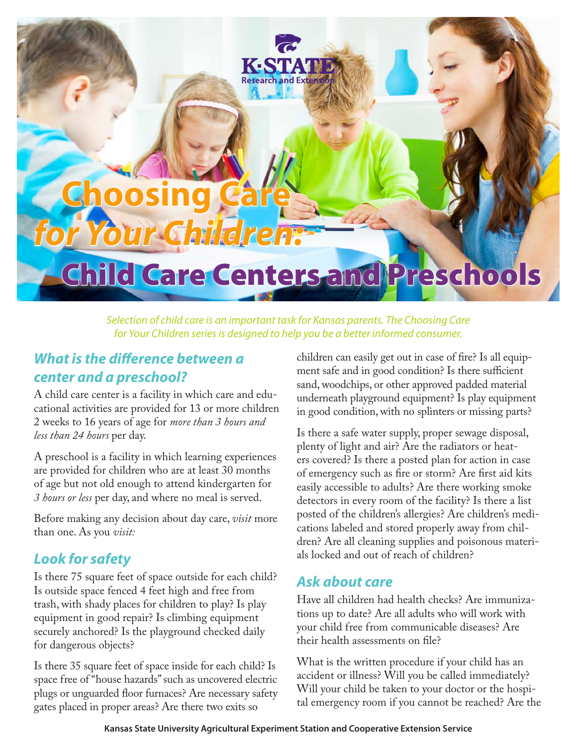K·STATE Research and Extension

# Choosing Care *for Your Children:* Child Care Centers and Preschools

*Selection of child care is an important task for Kansas parents. The Choosing Care for Your Children series is designed to help you be a better informed consumer.*

## *What is the difference between a center and a preschool?*

A child care center is a facility in which care and educational activities are provided for 13 or more children 2 weeks to 16 years of age for *more than 3 hours and less than 24 hours* per day.

A preschool is a facility in which learning experiences are provided for children who are at least 30 months of age but not old enough to attend kindergarten for *3 hours or less* per day, and where no meal is served.

Before making any decision about day care, *visit* more than one. As you *visit:*

## *Look for safety*

Is there 75 square feet of space outside for each child? Is outside space fenced 4 feet high and free from trash, with shady places for children to play? Is play equipment in good repair? Is climbing equipment securely anchored? Is the playground checked daily for dangerous objects?

Is there 35 square feet of space inside for each child? Is space free of "house hazards" such as uncovered electric plugs or unguarded floor furnaces? Are necessary safety gates placed in proper areas? Are there two exits so children can easily get out in case of fire? Is all equipment safe and in good condition? Is there sufficient sand, woodchips, or other approved padded material underneath playground equipment? Is play equipment in good condition, with no splinters or missing parts?

Is there a safe water supply, proper sewage disposal, plenty of light and air? Are the radiators or heaters covered? Is there a posted plan for action in case of emergency such as fire or storm? Are first aid kits easily accessible to adults? Are there working smoke detectors in every room of the facility? Is there a list posted of the children's allergies? Are children's medications labeled and stored properly away from children? Are all cleaning supplies and poisonous materials locked and out of reach of children?

## *Ask about care*

Have all children had health checks? Are immunizations up to date? Are all adults who will work with your child free from communicable diseases? Are their health assessments on file?

What is the written procedure if your child has an accident or illness? Will you be called immediately? Will your child be taken to your doctor or the hospital emergency room if you cannot be reached? Are the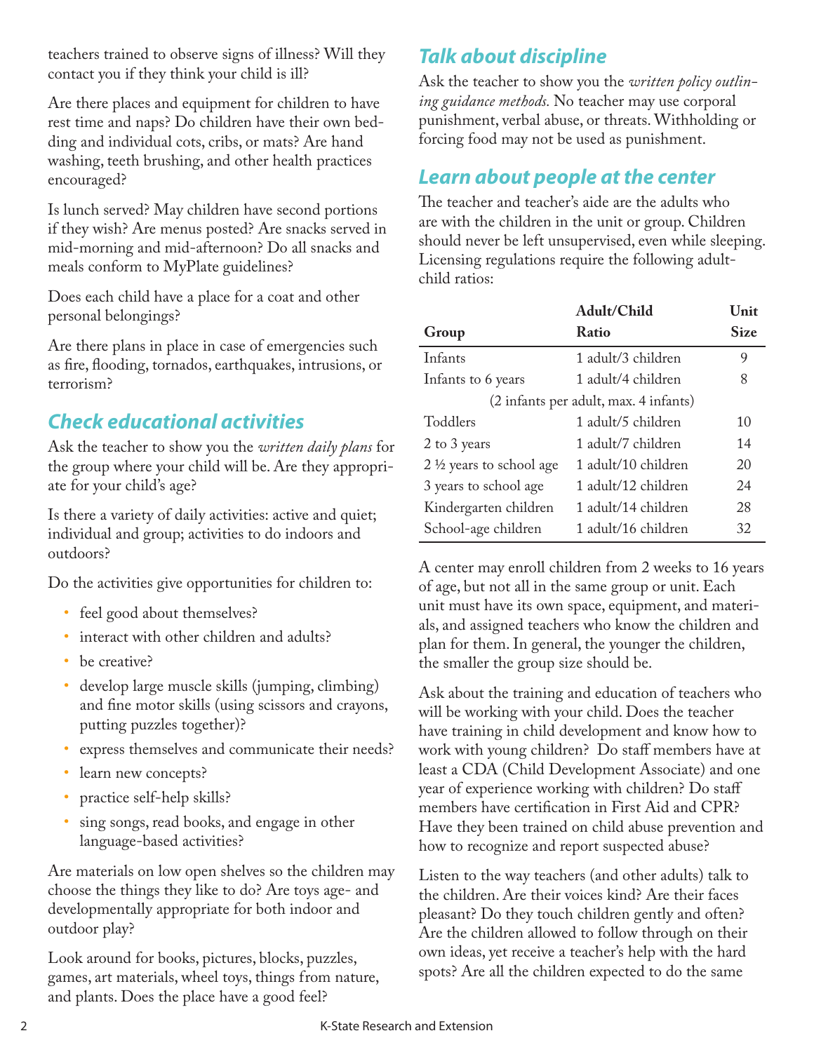teachers trained to observe signs of illness? Will they contact you if they think your child is ill?

Are there places and equipment for children to have rest time and naps? Do children have their own bedding and individual cots, cribs, or mats? Are hand washing, teeth brushing, and other health practices encouraged?

Is lunch served? May children have second portions if they wish? Are menus posted? Are snacks served in mid-morning and mid-afternoon? Do all snacks and meals conform to MyPlate guidelines?

Does each child have a place for a coat and other personal belongings?

Are there plans in place in case of emergencies such as fire, flooding, tornados, earthquakes, intrusions, or terrorism?

## *Check educational activities*

Ask the teacher to show you the *written daily plans* for the group where your child will be. Are they appropriate for your child's age?

Is there a variety of daily activities: active and quiet; individual and group; activities to do indoors and outdoors?

Do the activities give opportunities for children to:

- feel good about themselves?
- interact with other children and adults?
- be creative?
- develop large muscle skills (jumping, climbing) and fine motor skills (using scissors and crayons, putting puzzles together)?
- express themselves and communicate their needs?
- learn new concepts?
- practice self-help skills?
- sing songs, read books, and engage in other language-based activities?

Are materials on low open shelves so the children may choose the things they like to do? Are toys age- and developmentally appropriate for both indoor and outdoor play?

Look around for books, pictures, blocks, puzzles, games, art materials, wheel toys, things from nature, and plants. Does the place have a good feel?

## *Talk about discipline*

Ask the teacher to show you the *written policy outlining guidance methods.* No teacher may use corporal punishment, verbal abuse, or threats. Withholding or forcing food may not be used as punishment.

## *Learn about people at the center*

The teacher and teacher's aide are the adults who are with the children in the unit or group. Children should never be left unsupervised, even while sleeping. Licensing regulations require the following adult-child ratios:

| Group | Adult/Child Ratio | Unit Size |
|---|---|---|
| Infants | 1 adult/3 children | 9 |
| Infants to 6 years | 1 adult/4 children | 8 |
| (2 infants per adult, max. 4 infants) | | |
| Toddlers | 1 adult/5 children | 10 |
| 2 to 3 years | 1 adult/7 children | 14 |
| 2 ½ years to school age | 1 adult/10 children | 20 |
| 3 years to school age | 1 adult/12 children | 24 |
| Kindergarten children | 1 adult/14 children | 28 |
| School-age children | 1 adult/16 children | 32 |

A center may enroll children from 2 weeks to 16 years of age, but not all in the same group or unit. Each unit must have its own space, equipment, and materials, and assigned teachers who know the children and plan for them. In general, the younger the children, the smaller the group size should be.

Ask about the training and education of teachers who will be working with your child. Does the teacher have training in child development and know how to work with young children? Do staff members have at least a CDA (Child Development Associate) and one year of experience working with children? Do staff members have certification in First Aid and CPR? Have they been trained on child abuse prevention and how to recognize and report suspected abuse?

Listen to the way teachers (and other adults) talk to the children. Are their voices kind? Are their faces pleasant? Do they touch children gently and often? Are the children allowed to follow through on their own ideas, yet receive a teacher's help with the hard spots? Are all the children expected to do the same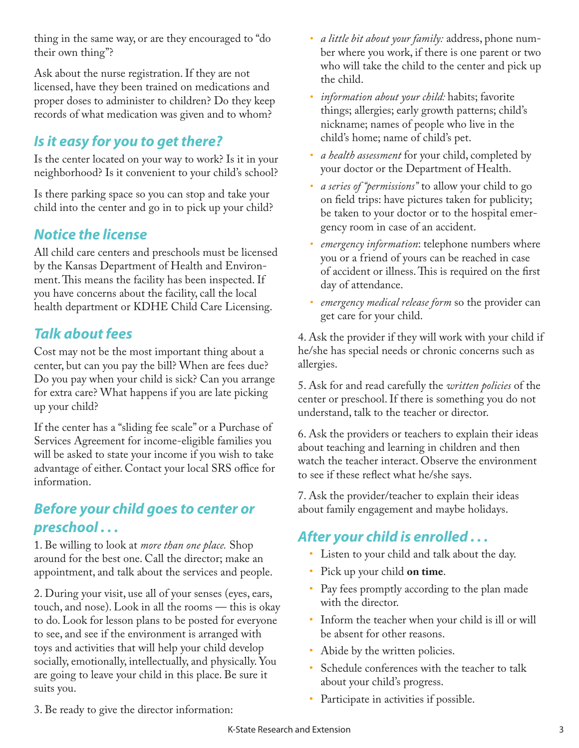thing in the same way, or are they encouraged to "do their own thing"?

Ask about the nurse registration. If they are not licensed, have they been trained on medications and proper doses to administer to children? Do they keep records of what medication was given and to whom?

## Is it easy for you to get there?

Is the center located on your way to work? Is it in your neighborhood? Is it convenient to your child's school?

Is there parking space so you can stop and take your child into the center and go in to pick up your child?

## Notice the license

All child care centers and preschools must be licensed by the Kansas Department of Health and Environment. This means the facility has been inspected. If you have concerns about the facility, call the local health department or KDHE Child Care Licensing.

## Talk about fees

Cost may not be the most important thing about a center, but can you pay the bill? When are fees due? Do you pay when your child is sick? Can you arrange for extra care? What happens if you are late picking up your child?

If the center has a "sliding fee scale" or a Purchase of Services Agreement for income-eligible families you will be asked to state your income if you wish to take advantage of either. Contact your local SRS office for information.

## Before your child goes to center or preschool . . .

1. Be willing to look at *more than one place.* Shop around for the best one. Call the director; make an appointment, and talk about the services and people.

2. During your visit, use all of your senses (eyes, ears, touch, and nose). Look in all the rooms — this is okay to do. Look for lesson plans to be posted for everyone to see, and see if the environment is arranged with toys and activities that will help your child develop socially, emotionally, intellectually, and physically. You are going to leave your child in this place. Be sure it suits you.

3. Be ready to give the director information:

- *a little bit about your family:* address, phone number where you work, if there is one parent or two who will take the child to the center and pick up the child.
- *information about your child:* habits; favorite things; allergies; early growth patterns; child's nickname; names of people who live in the child's home; name of child's pet.
- *a health assessment* for your child, completed by your doctor or the Department of Health.
- *a series of "permissions"* to allow your child to go on field trips: have pictures taken for publicity; be taken to your doctor or to the hospital emergency room in case of an accident.
- *emergency information*: telephone numbers where you or a friend of yours can be reached in case of accident or illness. This is required on the first day of attendance.
- *emergency medical release form* so the provider can get care for your child.

4. Ask the provider if they will work with your child if he/she has special needs or chronic concerns such as allergies.

5. Ask for and read carefully the *written policies* of the center or preschool. If there is something you do not understand, talk to the teacher or director.

6. Ask the providers or teachers to explain their ideas about teaching and learning in children and then watch the teacher interact. Observe the environment to see if these reflect what he/she says.

7. Ask the provider/teacher to explain their ideas about family engagement and maybe holidays.

## After your child is enrolled . . .

- Listen to your child and talk about the day.
- Pick up your child **on time**.
- Pay fees promptly according to the plan made with the director.
- Inform the teacher when your child is ill or will be absent for other reasons.
- Abide by the written policies.
- Schedule conferences with the teacher to talk about your child's progress.
- Participate in activities if possible.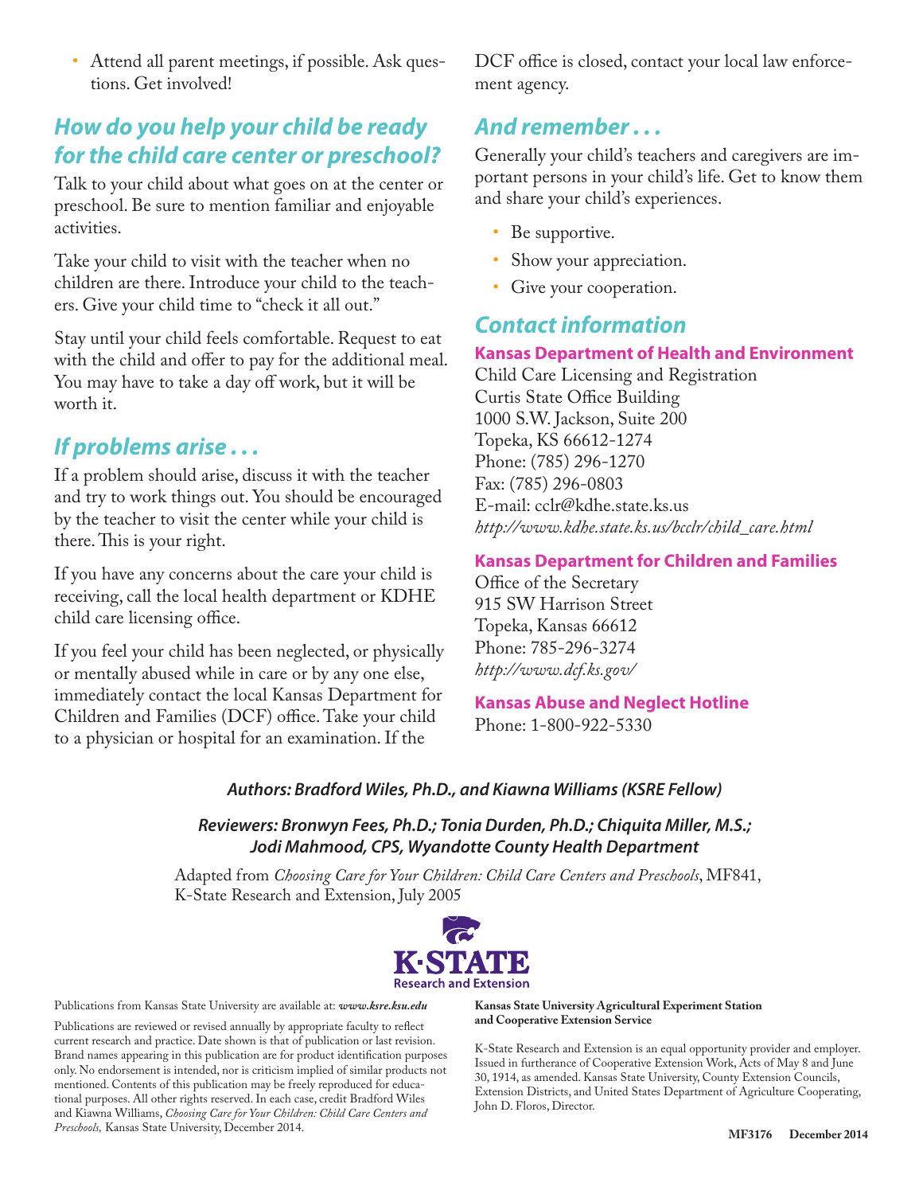- Attend all parent meetings, if possible. Ask questions. Get involved!

## How do you help your child be ready for the child care center or preschool?

Talk to your child about what goes on at the center or preschool. Be sure to mention familiar and enjoyable activities.

Take your child to visit with the teacher when no children are there. Introduce your child to the teachers. Give your child time to "check it all out."

Stay until your child feels comfortable. Request to eat with the child and offer to pay for the additional meal. You may have to take a day off work, but it will be worth it.

## If problems arise . . .

If a problem should arise, discuss it with the teacher and try to work things out. You should be encouraged by the teacher to visit the center while your child is there. This is your right.

If you have any concerns about the care your child is receiving, call the local health department or KDHE child care licensing office.

If you feel your child has been neglected, or physically or mentally abused while in care or by any one else, immediately contact the local Kansas Department for Children and Families (DCF) office. Take your child to a physician or hospital for an examination. If the DCF office is closed, contact your local law enforcement agency.

## And remember . . .

Generally your child's teachers and caregivers are important persons in your child's life. Get to know them and share your child's experiences.

- Be supportive.
- Show your appreciation.
- Give your cooperation.

## Contact information

**Kansas Department of Health and Environment**
Child Care Licensing and Registration
Curtis State Office Building
1000 S.W. Jackson, Suite 200
Topeka, KS 66612-1274
Phone: (785) 296-1270
Fax: (785) 296-0803
E-mail: cclr@kdhe.state.ks.us
*http://www.kdhe.state.ks.us/bcclr/child_care.html*

**Kansas Department for Children and Families**
Office of the Secretary
915 SW Harrison Street
Topeka, Kansas 66612
Phone: 785-296-3274
*http://www.dcf.ks.gov/*

**Kansas Abuse and Neglect Hotline**
Phone: 1-800-922-5330

***Authors: Bradford Wiles, Ph.D., and Kiawna Williams (KSRE Fellow)***

***Reviewers: Bronwyn Fees, Ph.D.; Tonia Durden, Ph.D.; Chiquita Miller, M.S.; Jodi Mahmood, CPS, Wyandotte County Health Department***

Adapted from *Choosing Care for Your Children: Child Care Centers and Preschools*, MF841, K-State Research and Extension, July 2005

K·STATE Research and Extension

Publications from Kansas State University are available at: ***www.ksre.ksu.edu***

Publications are reviewed or revised annually by appropriate faculty to reflect current research and practice. Date shown is that of publication or last revision. Brand names appearing in this publication are for product identification purposes only. No endorsement is intended, nor is criticism implied of similar products not mentioned. Contents of this publication may be freely reproduced for educational purposes. All other rights reserved. In each case, credit Bradford Wiles and Kiawna Williams, *Choosing Care for Your Children: Child Care Centers and Preschools,* Kansas State University, December 2014.

**Kansas State University Agricultural Experiment Station and Cooperative Extension Service**

K-State Research and Extension is an equal opportunity provider and employer. Issued in furtherance of Cooperative Extension Work, Acts of May 8 and June 30, 1914, as amended. Kansas State University, County Extension Councils, Extension Districts, and United States Department of Agriculture Cooperating, John D. Floros, Director.

**MF3176 December 2014**